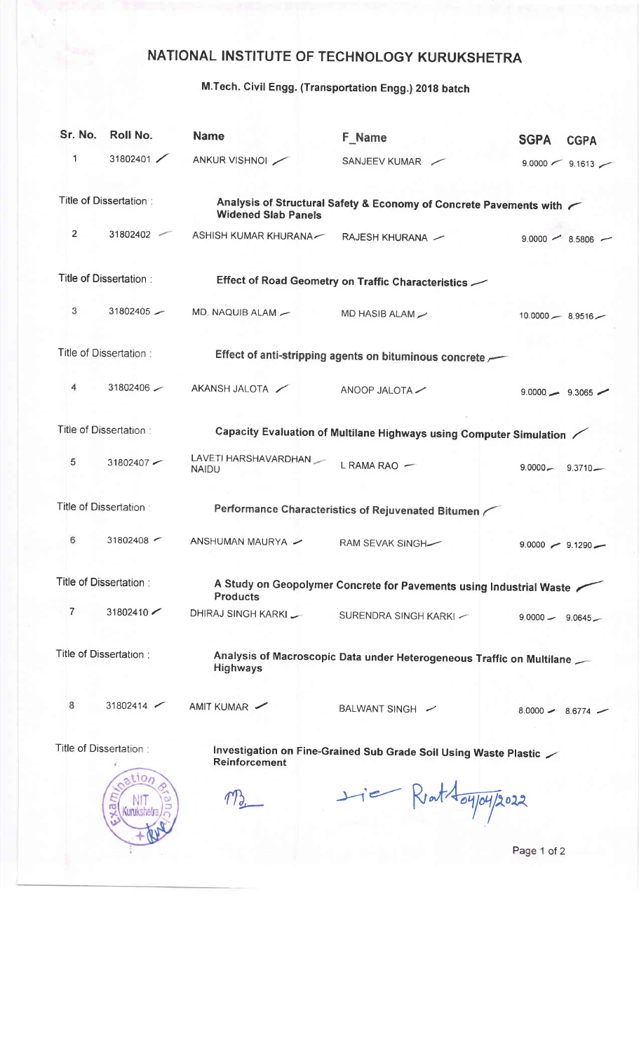# NATIONAL INSTITUTE OF TECHNOLOGY KURUKSHETRA

## M.Tech. Civil Engg. (Transportation Engg.) 2018 batch

| Sr. No. | Roll No. | Name | F_Name | SGPA | CGPA |
|---|---|---|---|---|---|
| 1 | 31802401 | ANKUR VISHNOI | SANJEEV KUMAR | 9.0000 | 9.1613 |
| Title of Dissertation : | | **Analysis of Structural Safety & Economy of Concrete Pavements with Widened Slab Panels** | | | |
| 2 | 31802402 | ASHISH KUMAR KHURANA | RAJESH KHURANA | 9.0000 | 8.5806 |
| Title of Dissertation : | | **Effect of Road Geometry on Traffic Characteristics** | | | |
| 3 | 31802405 | MD. NAQUIB ALAM | MD HASIB ALAM | 10.0000 | 8.9516 |
| Title of Dissertation : | | **Effect of anti-stripping agents on bituminous concrete** | | | |
| 4 | 31802406 | AKANSH JALOTA | ANOOP JALOTA | 9.0000 | 9.3065 |
| Title of Dissertation : | | **Capacity Evaluation of Multilane Highways using Computer Simulation** | | | |
| 5 | 31802407 | LAVETI HARSHAVARDHAN NAIDU | L RAMA RAO | 9.0000 | 9.3710 |
| Title of Dissertation : | | **Performance Characteristics of Rejuvenated Bitumen** | | | |
| 6 | 31802408 | ANSHUMAN MAURYA | RAM SEVAK SINGH | 9.0000 | 9.1290 |
| Title of Dissertation : | | **A Study on Geopolymer Concrete for Pavements using Industrial Waste Products** | | | |
| 7 | 31802410 | DHIRAJ SINGH KARKI | SURENDRA SINGH KARKI | 9.0000 | 9.0645 |
| Title of Dissertation : | | **Analysis of Macroscopic Data under Heterogeneous Traffic on Multilane Highways** | | | |
| 8 | 31802414 | AMIT KUMAR | BALWANT SINGH | 8.0000 | 8.6774 |
| Title of Dissertation : | | **Investigation on Fine-Grained Sub Grade Soil Using Waste Plastic Reinforcement** | | | |

Examination Branch NIT Kurukshetra

Rat 04/04/2022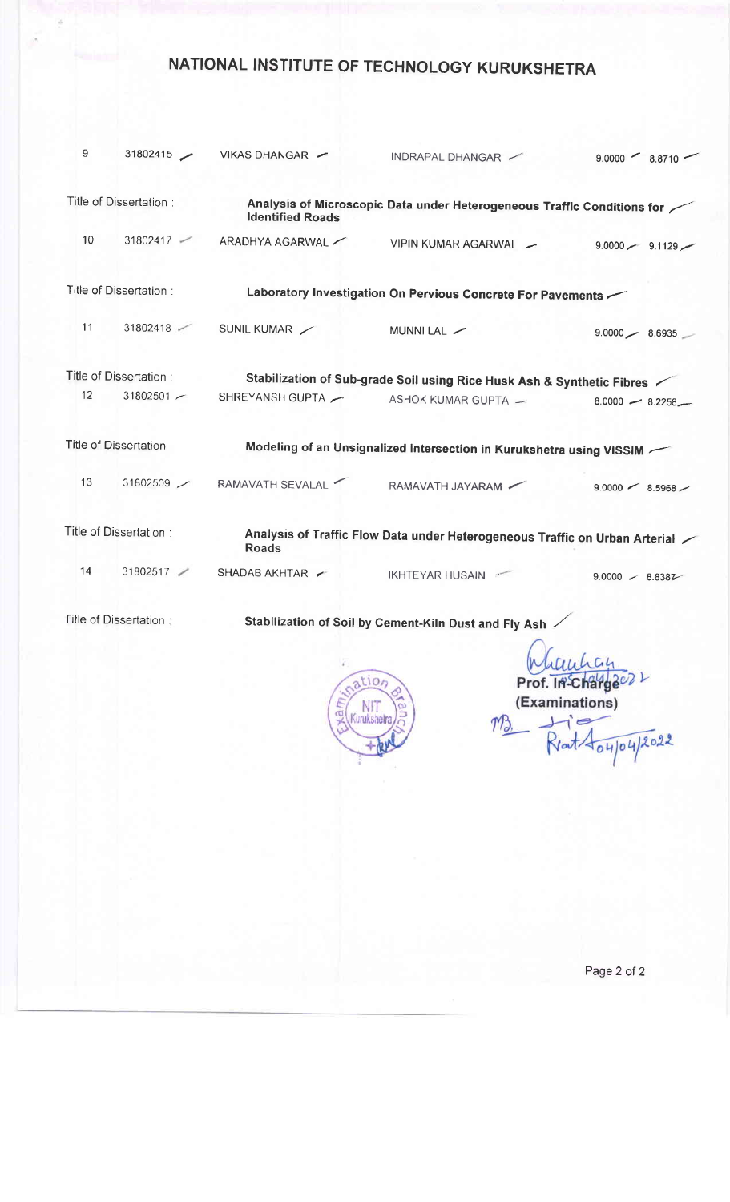# NATIONAL INSTITUTE OF TECHNOLOGY KURUKSHETRA

| | | | | | |
|---|---|---|---|---|---|
| 9 | 31802415 | VIKAS DHANGAR | INDRAPAL DHANGAR | 9.0000 | 8.8710 |

Title of Dissertation : **Analysis of Microscopic Data under Heterogeneous Traffic Conditions for Identified Roads**

| | | | | | |
|---|---|---|---|---|---|
| 10 | 31802417 | ARADHYA AGARWAL | VIPIN KUMAR AGARWAL | 9.0000 | 9.1129 |

Title of Dissertation : **Laboratory Investigation On Pervious Concrete For Pavements**

| | | | | | |
|---|---|---|---|---|---|
| 11 | 31802418 | SUNIL KUMAR | MUNNI LAL | 9.0000 | 8.6935 |

Title of Dissertation : **Stabilization of Sub-grade Soil using Rice Husk Ash & Synthetic Fibres**

| | | | | | |
|---|---|---|---|---|---|
| 12 | 31802501 | SHREYANSH GUPTA | ASHOK KUMAR GUPTA | 8.0000 | 8.2258 |

Title of Dissertation : **Modeling of an Unsignalized intersection in Kurukshetra using VISSIM**

| | | | | | |
|---|---|---|---|---|---|
| 13 | 31802509 | RAMAVATH SEVALAL | RAMAVATH JAYARAM | 9.0000 | 8.5968 |

Title of Dissertation : **Analysis of Traffic Flow Data under Heterogeneous Traffic on Urban Arterial Roads**

| | | | | | |
|---|---|---|---|---|---|
| 14 | 31802517 | SHADAB AKHTAR | IKHTEYAR HUSAIN | 9.0000 | 8.8387 |

Title of Dissertation : **Stabilization of Soil by Cement-Kiln Dust and Fly Ash**

Examination Branch NIT Kurukshetra

**Prof. In-Charge**
**(Examinations)**

04/04/2022